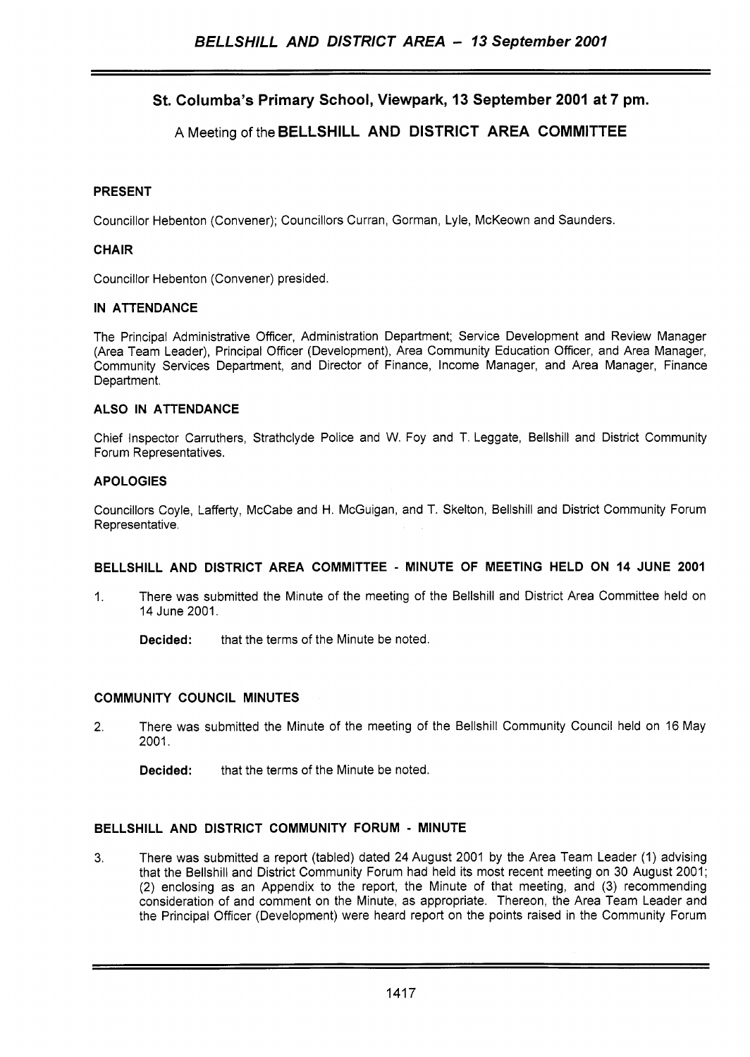## St. Columba's Primary School, Viewpark, 13 September 2001 at 7 pm.

### A Meeting of the BELLSHILL AND DISTRICT AREA COMMITTEE

**PRESENT**

Councillor Hebenton (Convener); Councillors Curran, Gorman, Lyle, McKeown and Saunders.

**CHAIR**

Councillor Hebenton (Convener) presided.

**IN ATTENDANCE**

The Principal Administrative Officer, Administration Department; Service Development and Review Manager (Area Team Leader), Principal Officer (Development), Area Community Education Officer, and Area Manager, Community Services Department, and Director of Finance, Income Manager, and Area Manager, Finance Department.

**ALSO IN ATTENDANCE**

Chief Inspector Carruthers, Strathclyde Police and W. Foy and T. Leggate, Bellshill and District Community Forum Representatives.

**APOLOGIES**

Councillors Coyle, Lafferty, McCabe and H. McGuigan, and T. Skelton, Bellshill and District Community Forum Representative.

**BELLSHILL AND DISTRICT AREA COMMITTEE - MINUTE OF MEETING HELD ON 14 JUNE 2001**

1. There was submitted the Minute of the meeting of the Bellshill and District Area Committee held on 14 June 2001.

   **Decided:** that the terms of the Minute be noted.

**COMMUNITY COUNCIL MINUTES**

2. There was submitted the Minute of the meeting of the Bellshill Community Council held on 16 May 2001.

   **Decided:** that the terms of the Minute be noted.

**BELLSHILL AND DISTRICT COMMUNITY FORUM - MINUTE**

3. There was submitted a report (tabled) dated 24 August 2001 by the Area Team Leader (1) advising that the Bellshill and District Community Forum had held its most recent meeting on 30 August 2001; (2) enclosing as an Appendix to the report, the Minute of that meeting, and (3) recommending consideration of and comment on the Minute, as appropriate. Thereon, the Area Team Leader and the Principal Officer (Development) were heard report on the points raised in the Community Forum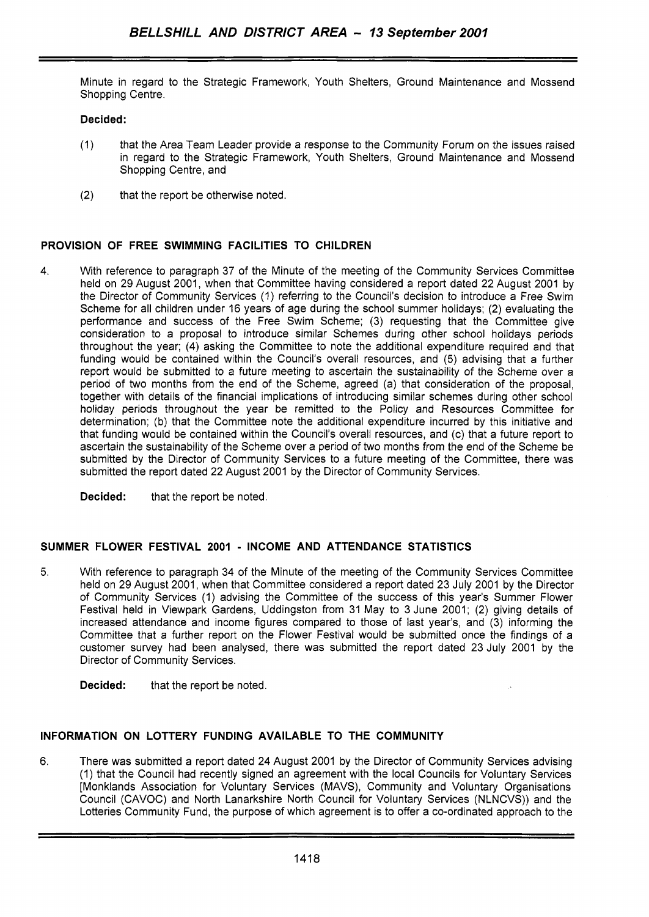Minute in regard to the Strategic Framework, Youth Shelters, Ground Maintenance and Mossend Shopping Centre.

**Decided:**

(1) that the Area Team Leader provide a response to the Community Forum on the issues raised in regard to the Strategic Framework, Youth Shelters, Ground Maintenance and Mossend Shopping Centre, and

(2) that the report be otherwise noted.

## PROVISION OF FREE SWIMMING FACILITIES TO CHILDREN

4. With reference to paragraph 37 of the Minute of the meeting of the Community Services Committee held on 29 August 2001, when that Committee having considered a report dated 22 August 2001 by the Director of Community Services (1) referring to the Council's decision to introduce a Free Swim Scheme for all children under 16 years of age during the school summer holidays; (2) evaluating the performance and success of the Free Swim Scheme; (3) requesting that the Committee give consideration to a proposal to introduce similar Schemes during other school holidays periods throughout the year; (4) asking the Committee to note the additional expenditure required and that funding would be contained within the Council's overall resources, and (5) advising that a further report would be submitted to a future meeting to ascertain the sustainability of the Scheme over a period of two months from the end of the Scheme, agreed (a) that consideration of the proposal, together with details of the financial implications of introducing similar schemes during other school holiday periods throughout the year be remitted to the Policy and Resources Committee for determination; (b) that the Committee note the additional expenditure incurred by this initiative and that funding would be contained within the Council's overall resources, and (c) that a future report to ascertain the sustainability of the Scheme over a period of two months from the end of the Scheme be submitted by the Director of Community Services to a future meeting of the Committee, there was submitted the report dated 22 August 2001 by the Director of Community Services.

   **Decided:** that the report be noted.

## SUMMER FLOWER FESTIVAL 2001 - INCOME AND ATTENDANCE STATISTICS

5. With reference to paragraph 34 of the Minute of the meeting of the Community Services Committee held on 29 August 2001, when that Committee considered a report dated 23 July 2001 by the Director of Community Services (1) advising the Committee of the success of this year's Summer Flower Festival held in Viewpark Gardens, Uddingston from 31 May to 3 June 2001; (2) giving details of increased attendance and income figures compared to those of last year's, and (3) informing the Committee that a further report on the Flower Festival would be submitted once the findings of a customer survey had been analysed, there was submitted the report dated 23 July 2001 by the Director of Community Services.

   **Decided:** that the report be noted.

## INFORMATION ON LOTTERY FUNDING AVAILABLE TO THE COMMUNITY

6. There was submitted a report dated 24 August 2001 by the Director of Community Services advising (1) that the Council had recently signed an agreement with the local Councils for Voluntary Services [Monklands Association for Voluntary Services (MAVS), Community and Voluntary Organisations Council (CAVOC) and North Lanarkshire North Council for Voluntary Services (NLNCVS)) and the Lotteries Community Fund, the purpose of which agreement is to offer a co-ordinated approach to the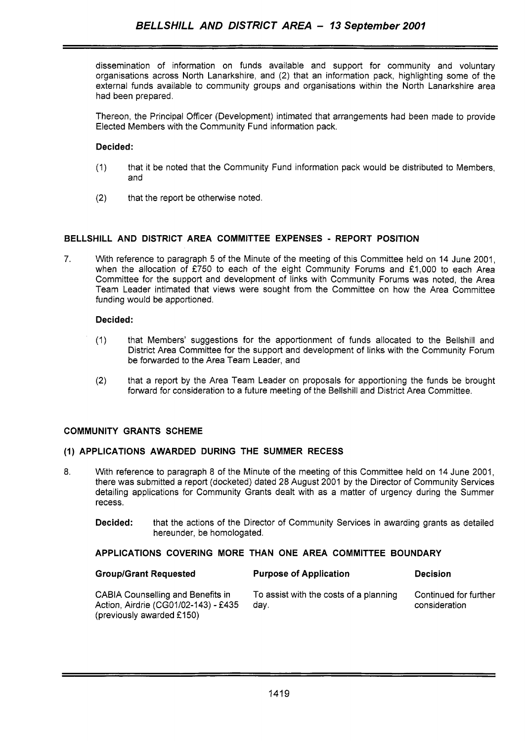dissemination of information on funds available and support for community and voluntary organisations across North Lanarkshire, and (2) that an information pack, highlighting some of the external funds available to community groups and organisations within the North Lanarkshire area had been prepared.

Thereon, the Principal Officer (Development) intimated that arrangements had been made to provide Elected Members with the Community Fund information pack.

**Decided:**

(1) that it be noted that the Community Fund information pack would be distributed to Members, and

(2) that the report be otherwise noted.

## BELLSHILL AND DISTRICT AREA COMMITTEE EXPENSES - REPORT POSITION

7. With reference to paragraph 5 of the Minute of the meeting of this Committee held on 14 June 2001, when the allocation of £750 to each of the eight Community Forums and £1,000 to each Area Committee for the support and development of links with Community Forums was noted, the Area Team Leader intimated that views were sought from the Committee on how the Area Committee funding would be apportioned.

**Decided:**

(1) that Members' suggestions for the apportionment of funds allocated to the Bellshill and District Area Committee for the support and development of links with the Community Forum be forwarded to the Area Team Leader, and

(2) that a report by the Area Team Leader on proposals for apportioning the funds be brought forward for consideration to a future meeting of the Bellshill and District Area Committee.

## COMMUNITY GRANTS SCHEME

### (1) APPLICATIONS AWARDED DURING THE SUMMER RECESS

8. With reference to paragraph 8 of the Minute of the meeting of this Committee held on 14 June 2001, there was submitted a report (docketed) dated 28 August 2001 by the Director of Community Services detailing applications for Community Grants dealt with as a matter of urgency during the Summer recess.

**Decided:** that the actions of the Director of Community Services in awarding grants as detailed hereunder, be homologated.

### APPLICATIONS COVERING MORE THAN ONE AREA COMMITTEE BOUNDARY

| Group/Grant Requested | Purpose of Application | Decision |
|---|---|---|
| CABIA Counselling and Benefits in Action, Airdrie (CG01/02-143) - £435 (previously awarded £150) | To assist with the costs of a planning day. | Continued for further consideration |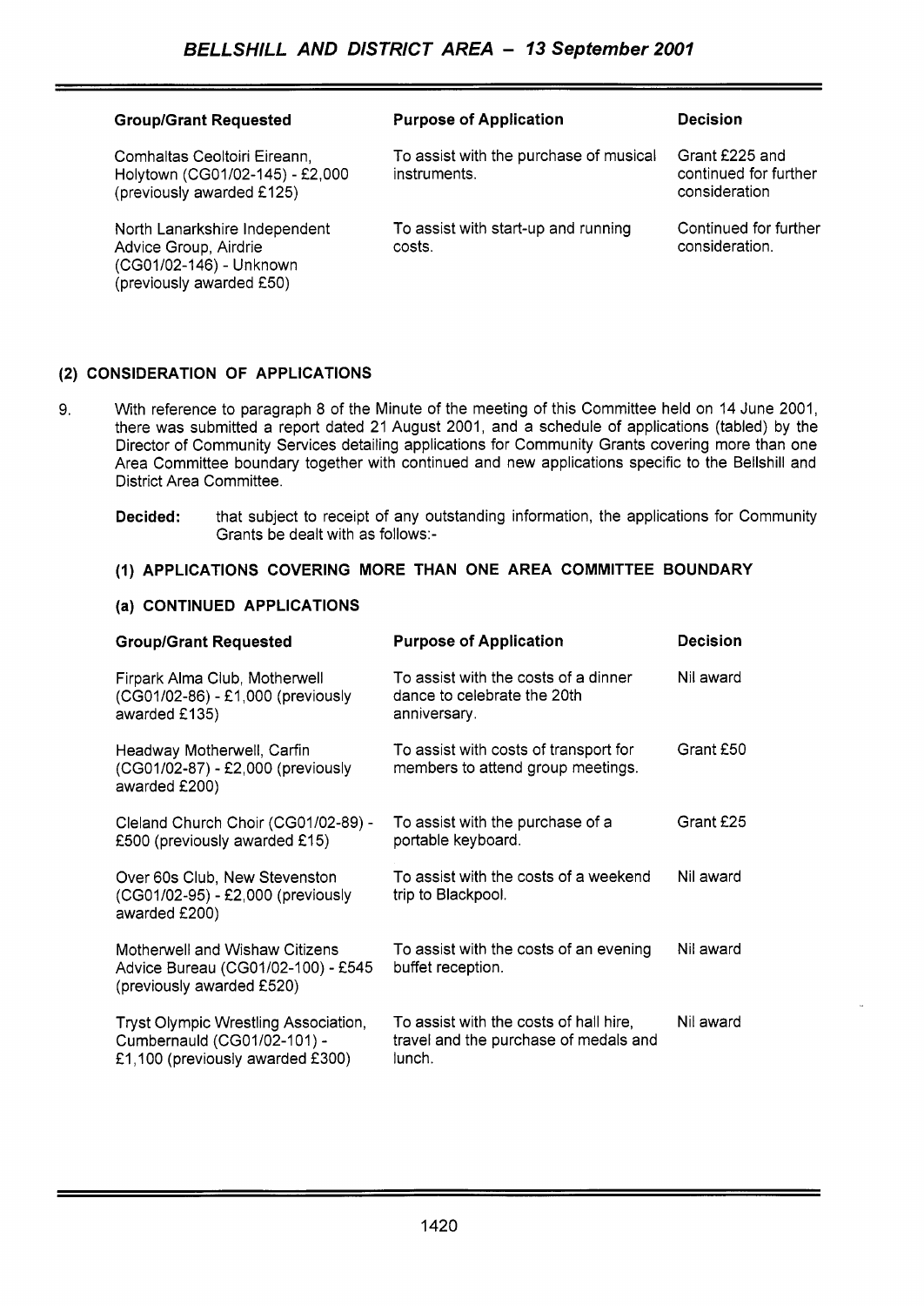| Group/Grant Requested | Purpose of Application | Decision |
|---|---|---|
| Comhaltas Ceoltoiri Eireann, Holytown (CG01/02-145) - £2,000 (previously awarded £125) | To assist with the purchase of musical instruments. | Grant £225 and continued for further consideration |
| North Lanarkshire Independent Advice Group, Airdrie (CG01/02-146) - Unknown (previously awarded £50) | To assist with start-up and running costs. | Continued for further consideration. |

**(2) CONSIDERATION OF APPLICATIONS**

9. With reference to paragraph 8 of the Minute of the meeting of this Committee held on 14 June 2001, there was submitted a report dated 21 August 2001, and a schedule of applications (tabled) by the Director of Community Services detailing applications for Community Grants covering more than one Area Committee boundary together with continued and new applications specific to the Bellshill and District Area Committee.

**Decided:** that subject to receipt of any outstanding information, the applications for Community Grants be dealt with as follows:-

**(1) APPLICATIONS COVERING MORE THAN ONE AREA COMMITTEE BOUNDARY**

**(a) CONTINUED APPLICATIONS**

| Group/Grant Requested | Purpose of Application | Decision |
|---|---|---|
| Firpark Alma Club, Motherwell (CG01/02-86) - £1,000 (previously awarded £135) | To assist with the costs of a dinner dance to celebrate the 20th anniversary. | Nil award |
| Headway Motherwell, Carfin (CG01/02-87) - £2,000 (previously awarded £200) | To assist with costs of transport for members to attend group meetings. | Grant £50 |
| Cleland Church Choir (CG01/02-89) - £500 (previously awarded £15) | To assist with the purchase of a portable keyboard. | Grant £25 |
| Over 60s Club, New Stevenston (CG01/02-95) - £2,000 (previously awarded £200) | To assist with the costs of a weekend trip to Blackpool. | Nil award |
| Motherwell and Wishaw Citizens Advice Bureau (CG01/02-100) - £545 (previously awarded £520) | To assist with the costs of an evening buffet reception. | Nil award |
| Tryst Olympic Wrestling Association, Cumbernauld (CG01/02-101) - £1,100 (previously awarded £300) | To assist with the costs of hall hire, travel and the purchase of medals and lunch. | Nil award |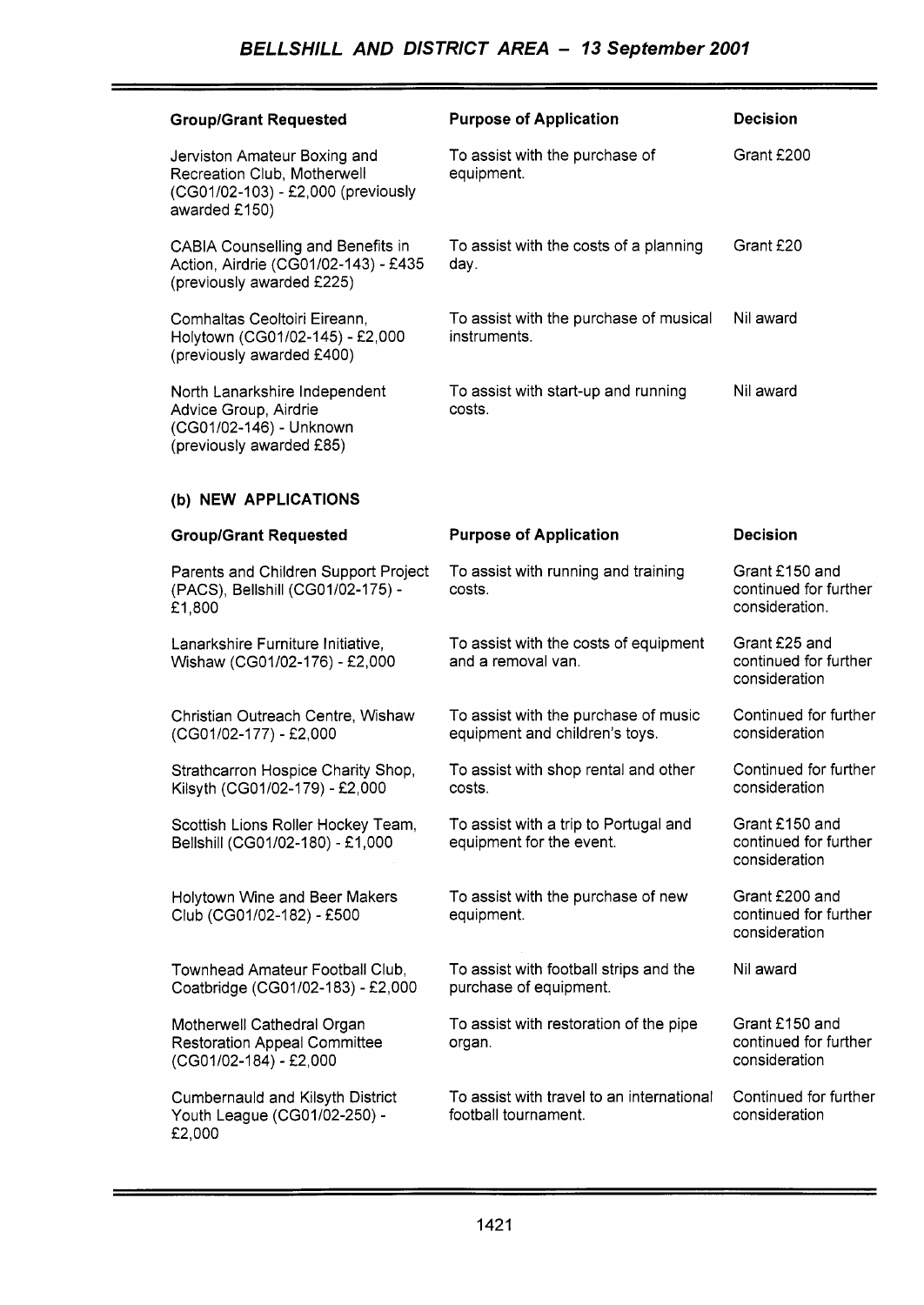## BELLSHILL AND DISTRICT AREA – 13 September 2001

| Group/Grant Requested | Purpose of Application | Decision |
|---|---|---|
| Jerviston Amateur Boxing and Recreation Club, Motherwell (CG01/02-103) - £2,000 (previously awarded £150) | To assist with the purchase of equipment. | Grant £200 |
| CABIA Counselling and Benefits in Action, Airdrie (CG01/02-143) - £435 (previously awarded £225) | To assist with the costs of a planning day. | Grant £20 |
| Comhaltas Ceoltoiri Eireann, Holytown (CG01/02-145) - £2,000 (previously awarded £400) | To assist with the purchase of musical instruments. | Nil award |
| North Lanarkshire Independent Advice Group, Airdrie (CG01/02-146) - Unknown (previously awarded £85) | To assist with start-up and running costs. | Nil award |

### (b) NEW APPLICATIONS

| Group/Grant Requested | Purpose of Application | Decision |
|---|---|---|
| Parents and Children Support Project (PACS), Bellshill (CG01/02-175) - £1,800 | To assist with running and training costs. | Grant £150 and continued for further consideration. |
| Lanarkshire Furniture Initiative, Wishaw (CG01/02-176) - £2,000 | To assist with the costs of equipment and a removal van. | Grant £25 and continued for further consideration |
| Christian Outreach Centre, Wishaw (CG01/02-177) - £2,000 | To assist with the purchase of music equipment and children's toys. | Continued for further consideration |
| Strathcarron Hospice Charity Shop, Kilsyth (CG01/02-179) - £2,000 | To assist with shop rental and other costs. | Continued for further consideration |
| Scottish Lions Roller Hockey Team, Bellshill (CG01/02-180) - £1,000 | To assist with a trip to Portugal and equipment for the event. | Grant £150 and continued for further consideration |
| Holytown Wine and Beer Makers Club (CG01/02-182) - £500 | To assist with the purchase of new equipment. | Grant £200 and continued for further consideration |
| Townhead Amateur Football Club, Coatbridge (CG01/02-183) - £2,000 | To assist with football strips and the purchase of equipment. | Nil award |
| Motherwell Cathedral Organ Restoration Appeal Committee (CG01/02-184) - £2,000 | To assist with restoration of the pipe organ. | Grant £150 and continued for further consideration |
| Cumbernauld and Kilsyth District Youth League (CG01/02-250) - £2,000 | To assist with travel to an international football tournament. | Continued for further consideration |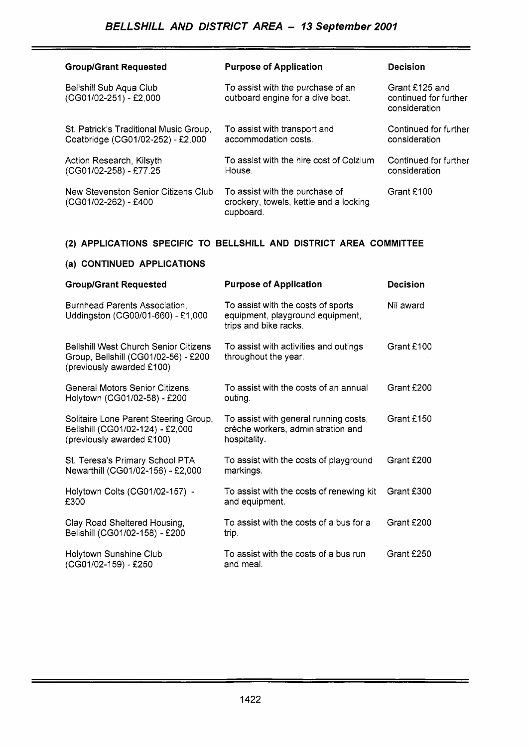| Group/Grant Requested | Purpose of Application | Decision |
|---|---|---|
| Bellshill Sub Aqua Club (CG01/02-251) - £2,000 | To assist with the purchase of an outboard engine for a dive boat. | Grant £125 and continued for further consideration |
| St. Patrick's Traditional Music Group, Coatbridge (CG01/02-252) - £2,000 | To assist with transport and accommodation costs. | Continued for further consideration |
| Action Research, Kilsyth (CG01/02-258) - £77.25 | To assist with the hire cost of Colzium House. | Continued for further consideration |
| New Stevenston Senior Citizens Club (CG01/02-262) - £400 | To assist with the purchase of crockery, towels, kettle and a locking cupboard. | Grant £100 |

## (2) APPLICATIONS SPECIFIC TO BELLSHILL AND DISTRICT AREA COMMITTEE

### (a) CONTINUED APPLICATIONS

| Group/Grant Requested | Purpose of Application | Decision |
|---|---|---|
| Burnhead Parents Association, Uddingston (CG00/01-660) - £1,000 | To assist with the costs of sports equipment, playground equipment, trips and bike racks. | Nil award |
| Bellshill West Church Senior Citizens Group, Bellshill (CG01/02-56) - £200 (previously awarded £100) | To assist with activities and outings throughout the year. | Grant £100 |
| General Motors Senior Citizens, Holytown (CG01/02-58) - £200 | To assist with the costs of an annual outing. | Grant £200 |
| Solitaire Lone Parent Steering Group, Bellshill (CG01/02-124) - £2,000 (previously awarded £100) | To assist with general running costs, crèche workers, administration and hospitality. | Grant £150 |
| St. Teresa's Primary School PTA, Newarthill (CG01/02-156) - £2,000 | To assist with the costs of playground markings. | Grant £200 |
| Holytown Colts (CG01/02-157) - £300 | To assist with the costs of renewing kit and equipment. | Grant £300 |
| Clay Road Sheltered Housing, Bellshill (CG01/02-158) - £200 | To assist with the costs of a bus for a trip. | Grant £200 |
| Holytown Sunshine Club (CG01/02-159) - £250 | To assist with the costs of a bus run and meal. | Grant £250 |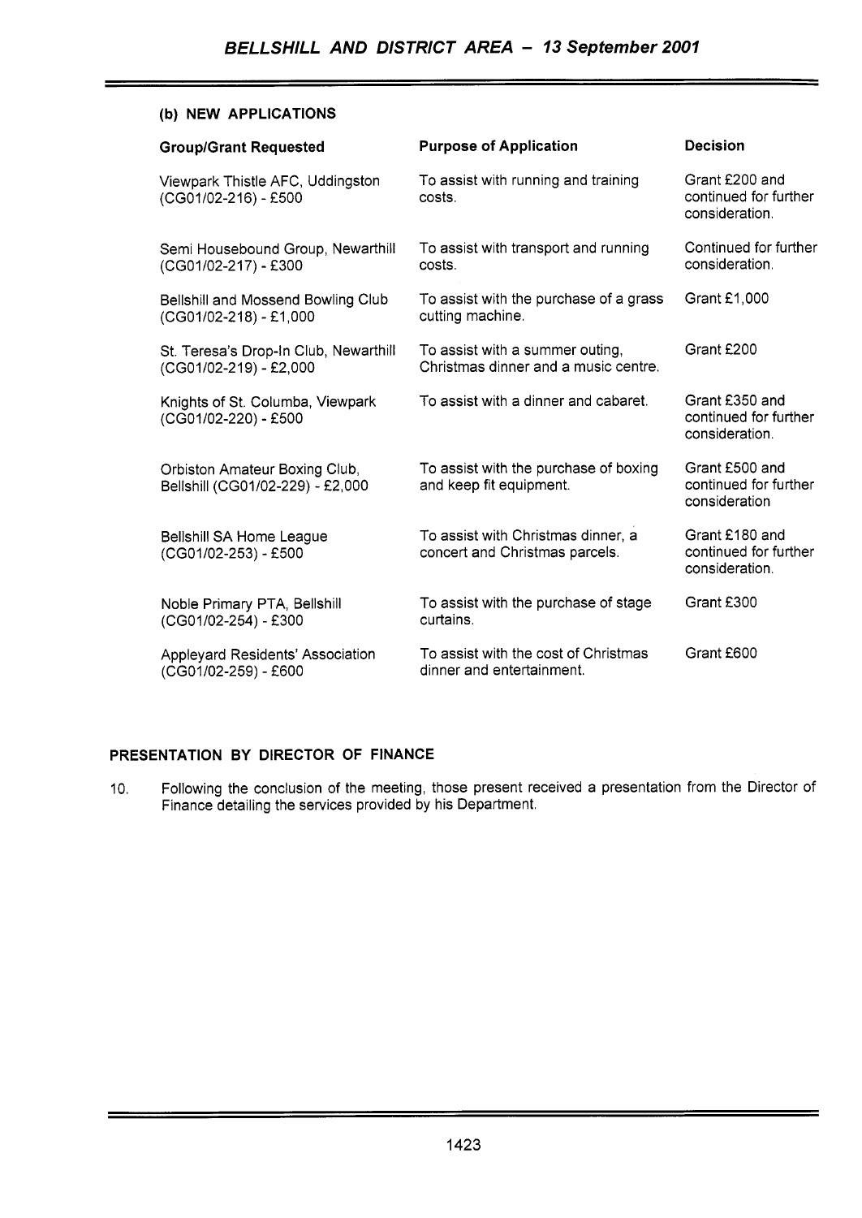### (b) NEW APPLICATIONS

| Group/Grant Requested | Purpose of Application | Decision |
|---|---|---|
| Viewpark Thistle AFC, Uddingston (CG01/02-216) - £500 | To assist with running and training costs. | Grant £200 and continued for further consideration. |
| Semi Housebound Group, Newarthill (CG01/02-217) - £300 | To assist with transport and running costs. | Continued for further consideration. |
| Bellshill and Mossend Bowling Club (CG01/02-218) - £1,000 | To assist with the purchase of a grass cutting machine. | Grant £1,000 |
| St. Teresa's Drop-In Club, Newarthill (CG01/02-219) - £2,000 | To assist with a summer outing, Christmas dinner and a music centre. | Grant £200 |
| Knights of St. Columba, Viewpark (CG01/02-220) - £500 | To assist with a dinner and cabaret. | Grant £350 and continued for further consideration. |
| Orbiston Amateur Boxing Club, Bellshill (CG01/02-229) - £2,000 | To assist with the purchase of boxing and keep fit equipment. | Grant £500 and continued for further consideration |
| Bellshill SA Home League (CG01/02-253) - £500 | To assist with Christmas dinner, a concert and Christmas parcels. | Grant £180 and continued for further consideration. |
| Noble Primary PTA, Bellshill (CG01/02-254) - £300 | To assist with the purchase of stage curtains. | Grant £300 |
| Appleyard Residents' Association (CG01/02-259) - £600 | To assist with the cost of Christmas dinner and entertainment. | Grant £600 |

## PRESENTATION BY DIRECTOR OF FINANCE

10. Following the conclusion of the meeting, those present received a presentation from the Director of Finance detailing the services provided by his Department.